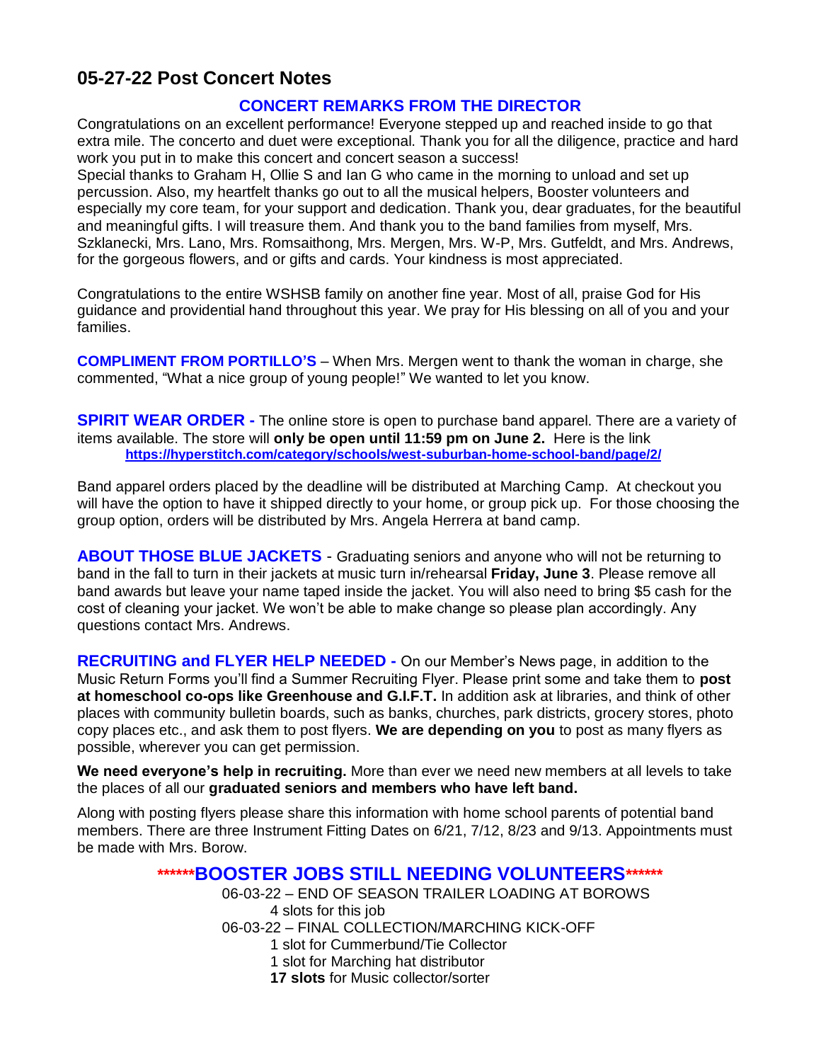# 05-27-22 Post Concert Notes

## CONCERT REMARKS FROM THE DIRECTOR

Congratulations on an excellent performance! Everyone stepped up and reached inside to go that extra mile. The concerto and duet were exceptional. Thank you for all the diligence, practice and hard work you put in to make this concert and concert season a success!
Special thanks to Graham H, Ollie S and Ian G who came in the morning to unload and set up percussion. Also, my heartfelt thanks go out to all the musical helpers, Booster volunteers and especially my core team, for your support and dedication. Thank you, dear graduates, for the beautiful and meaningful gifts. I will treasure them. And thank you to the band families from myself, Mrs. Szklanecki, Mrs. Lano, Mrs. Romsaithong, Mrs. Mergen, Mrs. W-P, Mrs. Gutfeldt, and Mrs. Andrews, for the gorgeous flowers, and or gifts and cards. Your kindness is most appreciated.

Congratulations to the entire WSHSB family on another fine year. Most of all, praise God for His guidance and providential hand throughout this year. We pray for His blessing on all of you and your families.

**COMPLIMENT FROM PORTILLO'S** – When Mrs. Mergen went to thank the woman in charge, she commented, "What a nice group of young people!" We wanted to let you know.

**SPIRIT WEAR ORDER -** The online store is open to purchase band apparel. There are a variety of items available. The store will **only be open until 11:59 pm on June 2.** Here is the link
**https://hyperstitch.com/category/schools/west-suburban-home-school-band/page/2/**

Band apparel orders placed by the deadline will be distributed at Marching Camp. At checkout you will have the option to have it shipped directly to your home, or group pick up. For those choosing the group option, orders will be distributed by Mrs. Angela Herrera at band camp.

**ABOUT THOSE BLUE JACKETS** - Graduating seniors and anyone who will not be returning to band in the fall to turn in their jackets at music turn in/rehearsal **Friday, June 3**. Please remove all band awards but leave your name taped inside the jacket. You will also need to bring $5 cash for the cost of cleaning your jacket. We won't be able to make change so please plan accordingly. Any questions contact Mrs. Andrews.

**RECRUITING and FLYER HELP NEEDED -** On our Member's News page, in addition to the Music Return Forms you'll find a Summer Recruiting Flyer. Please print some and take them to **post at homeschool co-ops like Greenhouse and G.I.F.T.** In addition ask at libraries, and think of other places with community bulletin boards, such as banks, churches, park districts, grocery stores, photo copy places etc., and ask them to post flyers. **We are depending on you** to post as many flyers as possible, wherever you can get permission.

**We need everyone's help in recruiting.** More than ever we need new members at all levels to take the places of all our **graduated seniors and members who have left band.**

Along with posting flyers please share this information with home school parents of potential band members. There are three Instrument Fitting Dates on 6/21, 7/12, 8/23 and 9/13. Appointments must be made with Mrs. Borow.

## ******BOOSTER JOBS STILL NEEDING VOLUNTEERS******

06-03-22 – END OF SEASON TRAILER LOADING AT BOROWS
- 4 slots for this job

06-03-22 – FINAL COLLECTION/MARCHING KICK-OFF
- 1 slot for Cummerbund/Tie Collector
- 1 slot for Marching hat distributor
- **17 slots** for Music collector/sorter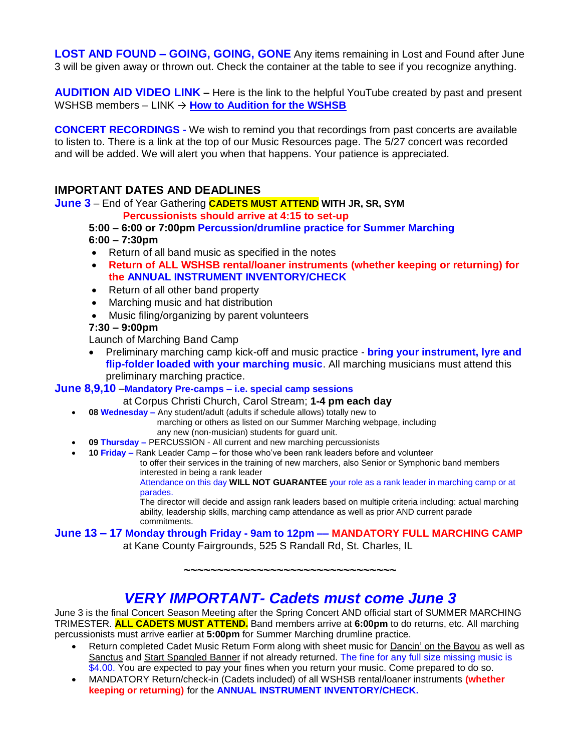**LOST AND FOUND – GOING, GOING, GONE** Any items remaining in Lost and Found after June 3 will be given away or thrown out. Check the container at the table to see if you recognize anything.

**AUDITION AID VIDEO LINK –** Here is the link to the helpful YouTube created by past and present WSHSB members – LINK → **How to Audition for the WSHSB**

**CONCERT RECORDINGS -** We wish to remind you that recordings from past concerts are available to listen to. There is a link at the top of our Music Resources page. The 5/27 concert was recorded and will be added. We will alert you when that happens. Your patience is appreciated.

## IMPORTANT DATES AND DEADLINES

**June 3** – End of Year Gathering **CADETS MUST ATTEND WITH JR, SR, SYM**

**Percussionists should arrive at 4:15 to set-up**

**5:00 – 6:00 or 7:00pm Percussion/drumline practice for Summer Marching**

**6:00 – 7:30pm**

- Return of all band music as specified in the notes
- **Return of ALL WSHSB rental/loaner instruments (whether keeping or returning) for the ANNUAL INSTRUMENT INVENTORY/CHECK**
- Return of all other band property
- Marching music and hat distribution
- Music filing/organizing by parent volunteers

**7:30 – 9:00pm**

Launch of Marching Band Camp

- Preliminary marching camp kick-off and music practice - **bring your instrument, lyre and flip-folder loaded with your marching music**. All marching musicians must attend this preliminary marching practice.

**June 8,9,10** –**Mandatory Pre-camps – i.e. special camp sessions**

at Corpus Christi Church, Carol Stream; **1-4 pm each day**

- **08 Wednesday –** Any student/adult (adults if schedule allows) totally new to marching or others as listed on our Summer Marching webpage, including any new (non-musician) students for guard unit.
- **09 Thursday –** PERCUSSION - All current and new marching percussionists
- **10 Friday –** Rank Leader Camp – for those who've been rank leaders before and volunteer to offer their services in the training of new marchers, also Senior or Symphonic band members interested in being a rank leader

  Attendance on this day **WILL NOT GUARANTEE** your role as a rank leader in marching camp or at parades.

  The director will decide and assign rank leaders based on multiple criteria including: actual marching ability, leadership skills, marching camp attendance as well as prior AND current parade commitments.

**June 13 – 17 Monday through Friday - 9am to 12pm — MANDATORY FULL MARCHING CAMP**

at Kane County Fairgrounds, 525 S Randall Rd, St. Charles, IL

~~~~~~~~~~~~~~~~~~~~~~~~~~~~~~~~~~

## *VERY IMPORTANT- Cadets must come June 3*

June 3 is the final Concert Season Meeting after the Spring Concert AND official start of SUMMER MARCHING TRIMESTER. **ALL CADETS MUST ATTEND.** Band members arrive at **6:00pm** to do returns, etc. All marching percussionists must arrive earlier at **5:00pm** for Summer Marching drumline practice.

- Return completed Cadet Music Return Form along with sheet music for Dancin' on the Bayou as well as Sanctus and Start Spangled Banner if not already returned. The fine for any full size missing music is $4.00. You are expected to pay your fines when you return your music. Come prepared to do so.
- MANDATORY Return/check-in (Cadets included) of all WSHSB rental/loaner instruments **(whether keeping or returning)** for the **ANNUAL INSTRUMENT INVENTORY/CHECK.**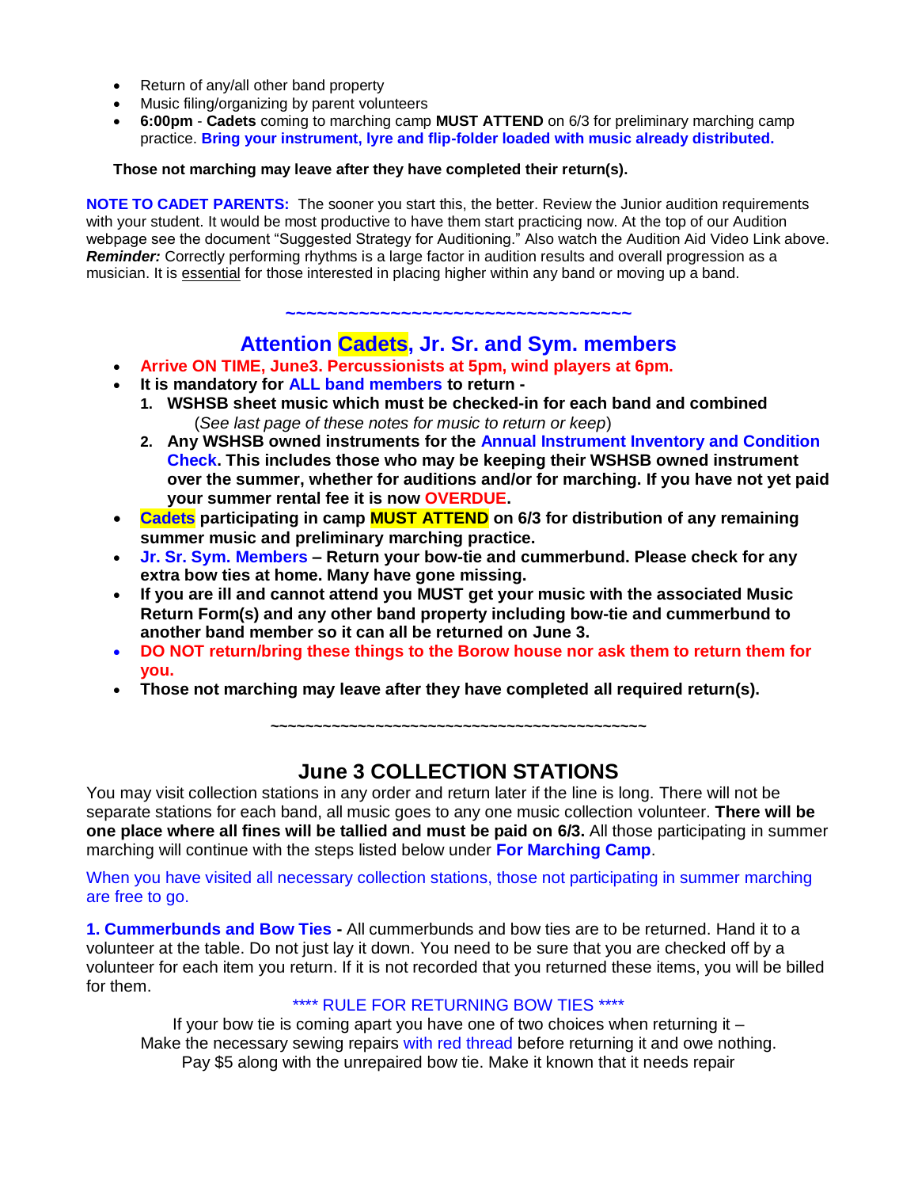- Return of any/all other band property
- Music filing/organizing by parent volunteers
- **6:00pm** - **Cadets** coming to marching camp **MUST ATTEND** on 6/3 for preliminary marching camp practice. **Bring your instrument, lyre and flip-folder loaded with music already distributed.**

**Those not marching may leave after they have completed their return(s).**

**NOTE TO CADET PARENTS:** The sooner you start this, the better. Review the Junior audition requirements with your student. It would be most productive to have them start practicing now. At the top of our Audition webpage see the document "Suggested Strategy for Auditioning." Also watch the Audition Aid Video Link above. ***Reminder:*** Correctly performing rhythms is a large factor in audition results and overall progression as a musician. It is essential for those interested in placing higher within any band or moving up a band.

~~~~~~~~~~~~~~~~~~~~~~~~~~~~~~~~~~~~~~~~

## Attention Cadets, Jr. Sr. and Sym. members

- **Arrive ON TIME, June3. Percussionists at 5pm, wind players at 6pm.**
- **It is mandatory for ALL band members to return -**
  1. **WSHSB sheet music which must be checked-in for each band and combined**
     (*See last page of these notes for music to return or keep*)
  2. **Any WSHSB owned instruments for the Annual Instrument Inventory and Condition Check. This includes those who may be keeping their WSHSB owned instrument over the summer, whether for auditions and/or for marching. If you have not yet paid your summer rental fee it is now OVERDUE.**
- **Cadets participating in camp MUST ATTEND on 6/3 for distribution of any remaining summer music and preliminary marching practice.**
- **Jr. Sr. Sym. Members – Return your bow-tie and cummerbund. Please check for any extra bow ties at home. Many have gone missing.**
- **If you are ill and cannot attend you MUST get your music with the associated Music Return Form(s) and any other band property including bow-tie and cummerbund to another band member so it can all be returned on June 3.**
- **DO NOT return/bring these things to the Borow house nor ask them to return them for you.**
- **Those not marching may leave after they have completed all required return(s).**

~~~~~~~~~~~~~~~~~~~~~~~~~~~~~~~~~~~~~~~~~~~~~~~~

## June 3 COLLECTION STATIONS

You may visit collection stations in any order and return later if the line is long. There will not be separate stations for each band, all music goes to any one music collection volunteer. **There will be one place where all fines will be tallied and must be paid on 6/3.** All those participating in summer marching will continue with the steps listed below under **For Marching Camp**.

When you have visited all necessary collection stations, those not participating in summer marching are free to go.

**1. Cummerbunds and Bow Ties -** All cummerbunds and bow ties are to be returned. Hand it to a volunteer at the table. Do not just lay it down. You need to be sure that you are checked off by a volunteer for each item you return. If it is not recorded that you returned these items, you will be billed for them.

\*\*\*\* RULE FOR RETURNING BOW TIES \*\*\*\*

If your bow tie is coming apart you have one of two choices when returning it –
Make the necessary sewing repairs with red thread before returning it and owe nothing.
Pay $5 along with the unrepaired bow tie. Make it known that it needs repair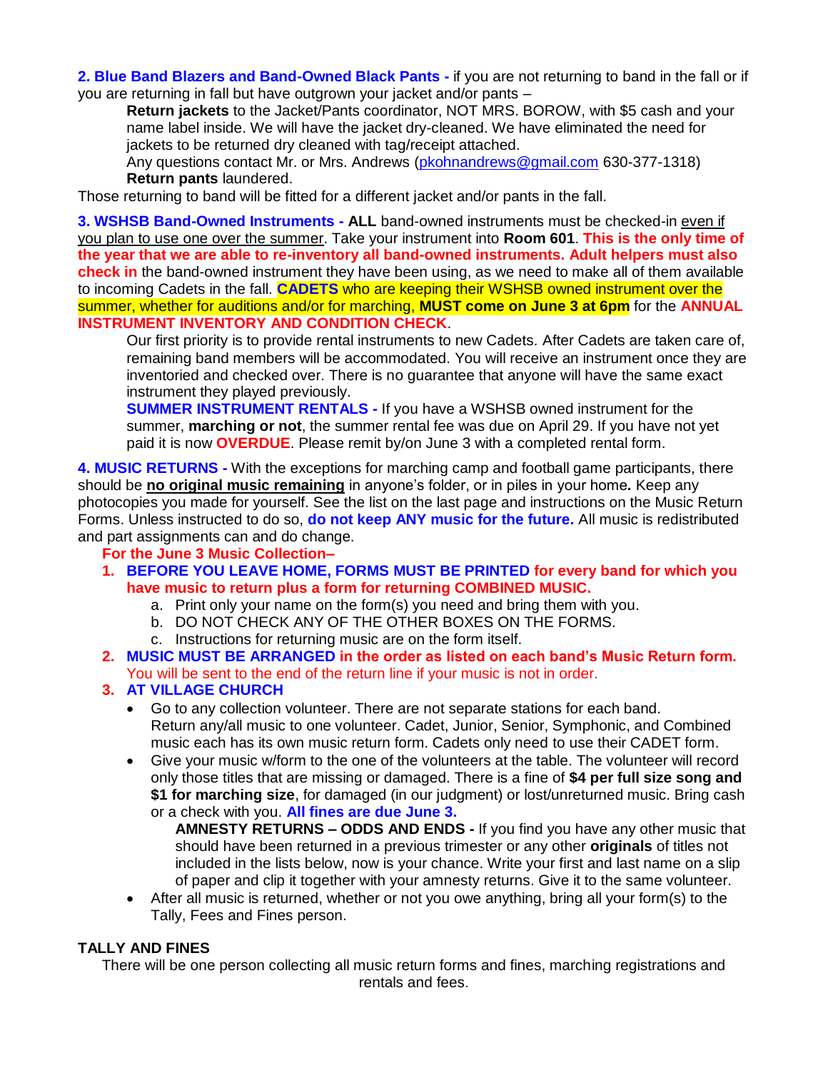**2. Blue Band Blazers and Band-Owned Black Pants -** if you are not returning to band in the fall or if you are returning in fall but have outgrown your jacket and/or pants –

> **Return jackets** to the Jacket/Pants coordinator, NOT MRS. BOROW, with $5 cash and your name label inside. We will have the jacket dry-cleaned. We have eliminated the need for jackets to be returned dry cleaned with tag/receipt attached.
> Any questions contact Mr. or Mrs. Andrews (pkohnandrews@gmail.com 630-377-1318)
> **Return pants** laundered.

Those returning to band will be fitted for a different jacket and/or pants in the fall.

**3. WSHSB Band-Owned Instruments - ALL** band-owned instruments must be checked-in even if you plan to use one over the summer. Take your instrument into **Room 601**. **This is the only time of the year that we are able to re-inventory all band-owned instruments. Adult helpers must also check in** the band-owned instrument they have been using, as we need to make all of them available to incoming Cadets in the fall. **CADETS** who are keeping their WSHSB owned instrument over the summer, whether for auditions and/or for marching, **MUST come on June 3 at 6pm** for the **ANNUAL INSTRUMENT INVENTORY AND CONDITION CHECK**.

> Our first priority is to provide rental instruments to new Cadets. After Cadets are taken care of, remaining band members will be accommodated. You will receive an instrument once they are inventoried and checked over. There is no guarantee that anyone will have the same exact instrument they played previously.
> **SUMMER INSTRUMENT RENTALS -** If you have a WSHSB owned instrument for the summer, **marching or not**, the summer rental fee was due on April 29. If you have not yet paid it is now **OVERDUE**. Please remit by/on June 3 with a completed rental form.

**4. MUSIC RETURNS -** With the exceptions for marching camp and football game participants, there should be **no original music remaining** in anyone's folder, or in piles in your home. Keep any photocopies you made for yourself. See the list on the last page and instructions on the Music Return Forms. Unless instructed to do so, **do not keep ANY music for the future.** All music is redistributed and part assignments can and do change.

**For the June 3 Music Collection–**

1. **BEFORE YOU LEAVE HOME, FORMS MUST BE PRINTED for every band for which you have music to return plus a form for returning COMBINED MUSIC.**
   a. Print only your name on the form(s) you need and bring them with you.
   b. DO NOT CHECK ANY OF THE OTHER BOXES ON THE FORMS.
   c. Instructions for returning music are on the form itself.
2. **MUSIC MUST BE ARRANGED in the order as listed on each band's Music Return form.** You will be sent to the end of the return line if your music is not in order.
3. **AT VILLAGE CHURCH**
   - Go to any collection volunteer. There are not separate stations for each band. Return any/all music to one volunteer. Cadet, Junior, Senior, Symphonic, and Combined music each has its own music return form. Cadets only need to use their CADET form.
   - Give your music w/form to the one of the volunteers at the table. The volunteer will record only those titles that are missing or damaged. There is a fine of **$4 per full size song and $1 for marching size**, for damaged (in our judgment) or lost/unreturned music. Bring cash or a check with you. **All fines are due June 3.**

     **AMNESTY RETURNS – ODDS AND ENDS -** If you find you have any other music that should have been returned in a previous trimester or any other **originals** of titles not included in the lists below, now is your chance. Write your first and last name on a slip of paper and clip it together with your amnesty returns. Give it to the same volunteer.
   - After all music is returned, whether or not you owe anything, bring all your form(s) to the Tally, Fees and Fines person.

**TALLY AND FINES**

There will be one person collecting all music return forms and fines, marching registrations and rentals and fees.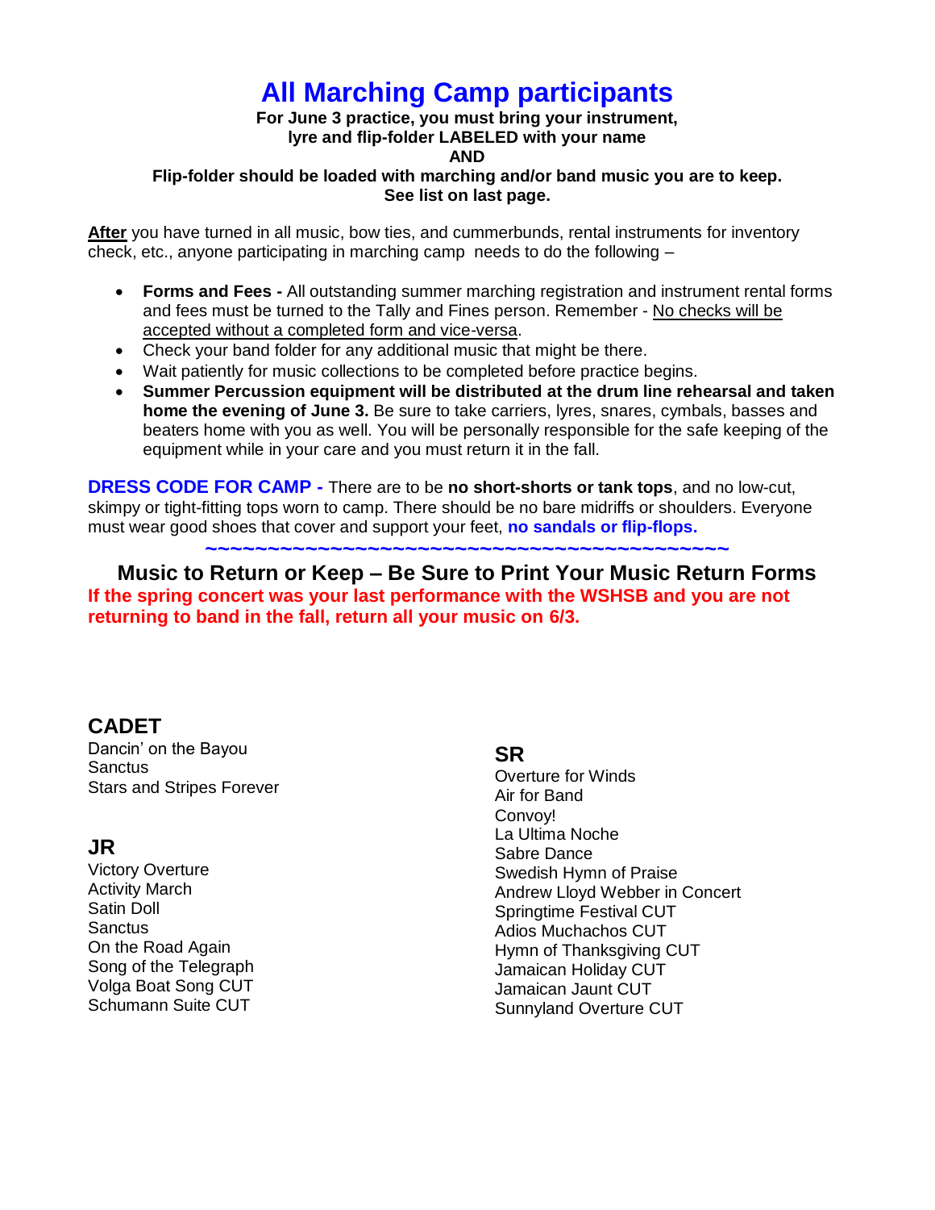# All Marching Camp participants

**For June 3 practice, you must bring your instrument, lyre and flip-folder LABELED with your name**
**AND**
**Flip-folder should be loaded with marching and/or band music you are to keep. See list on last page.**

**After** you have turned in all music, bow ties, and cummerbunds, rental instruments for inventory check, etc., anyone participating in marching camp needs to do the following –

- **Forms and Fees -** All outstanding summer marching registration and instrument rental forms and fees must be turned to the Tally and Fines person. Remember - No checks will be accepted without a completed form and vice-versa.
- Check your band folder for any additional music that might be there.
- Wait patiently for music collections to be completed before practice begins.
- **Summer Percussion equipment will be distributed at the drum line rehearsal and taken home the evening of June 3.** Be sure to take carriers, lyres, snares, cymbals, basses and beaters home with you as well. You will be personally responsible for the safe keeping of the equipment while in your care and you must return it in the fall.

**DRESS CODE FOR CAMP -** There are to be **no short-shorts or tank tops**, and no low-cut, skimpy or tight-fitting tops worn to camp. There should be no bare midriffs or shoulders. Everyone must wear good shoes that cover and support your feet, **no sandals or flip-flops.**

~~~~~~~~~~~~~~~~~~~~~~~~~~~~~~~~~~~~~~~~~~~~~~

## Music to Return or Keep – Be Sure to Print Your Music Return Forms

**If the spring concert was your last performance with the WSHSB and you are not returning to band in the fall, return all your music on 6/3.**

### CADET
Dancin' on the Bayou
Sanctus
Stars and Stripes Forever

### JR
Victory Overture
Activity March
Satin Doll
Sanctus
On the Road Again
Song of the Telegraph
Volga Boat Song CUT
Schumann Suite CUT

### SR
Overture for Winds
Air for Band
Convoy!
La Ultima Noche
Sabre Dance
Swedish Hymn of Praise
Andrew Lloyd Webber in Concert
Springtime Festival CUT
Adios Muchachos CUT
Hymn of Thanksgiving CUT
Jamaican Holiday CUT
Jamaican Jaunt CUT
Sunnyland Overture CUT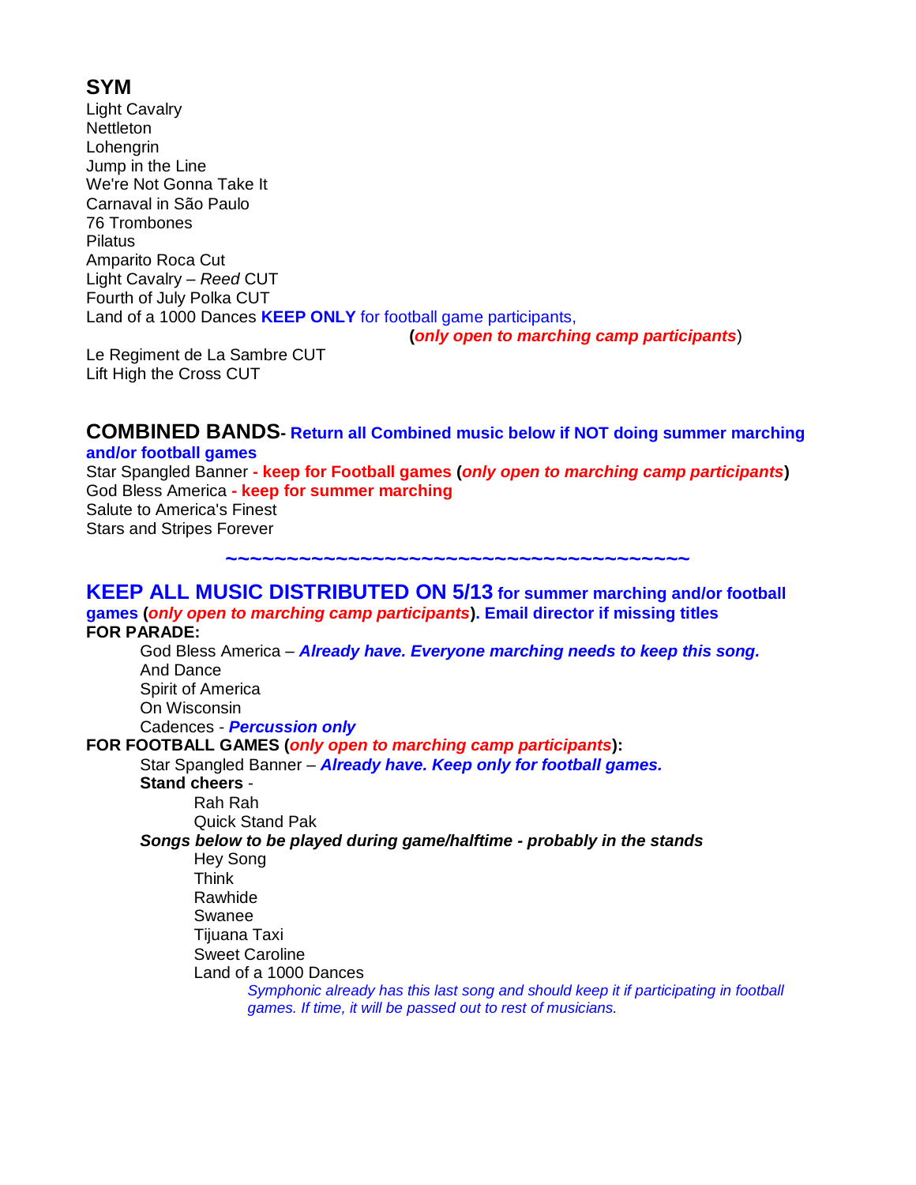## SYM

Light Cavalry
Nettleton
Lohengrin
Jump in the Line
We're Not Gonna Take It
Carnaval in São Paulo
76 Trombones
Pilatus
Amparito Roca Cut
Light Cavalry – *Reed* CUT
Fourth of July Polka CUT
Land of a 1000 Dances **KEEP ONLY** for football game participants,
(***only open to marching camp participants***)
Le Regiment de La Sambre CUT
Lift High the Cross CUT

## COMBINED BANDS- Return all Combined music below if NOT doing summer marching and/or football games

Star Spangled Banner **- keep for Football games (*only open to marching camp participants*)**
God Bless America **- keep for summer marching**
Salute to America's Finest
Stars and Stripes Forever

~~~~~~~~~~~~~~~~~~~~~~~~~~~~~~~~~~~~~~~~~~~

## KEEP ALL MUSIC DISTRIBUTED ON 5/13 for summer marching and/or football games (*only open to marching camp participants*). Email director if missing titles

**FOR PARADE:**

- God Bless America – ***Already have. Everyone marching needs to keep this song.***
- And Dance
- Spirit of America
- On Wisconsin
- Cadences - ***Percussion only***

**FOR FOOTBALL GAMES (*only open to marching camp participants*):**

- Star Spangled Banner – ***Already have. Keep only for football games.***
- **Stand cheers** -
  - Rah Rah
  - Quick Stand Pak
- ***Songs below to be played during game/halftime - probably in the stands***
  - Hey Song
  - Think
  - Rawhide
  - Swanee
  - Tijuana Taxi
  - Sweet Caroline
  - Land of a 1000 Dances
    - *Symphonic already has this last song and should keep it if participating in football games. If time, it will be passed out to rest of musicians.*